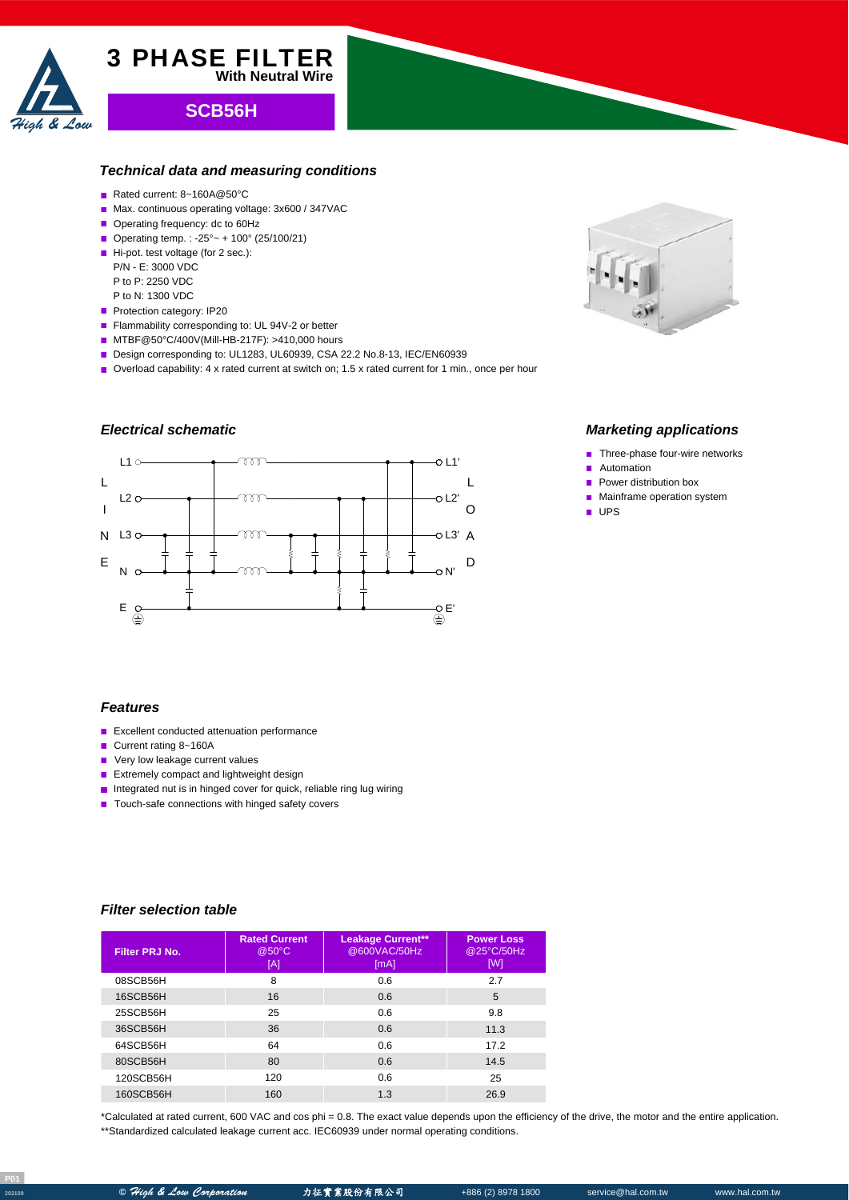# 3 PHASE FILTER
**With Neutral Wire**

## SCB56H

### Technical data and measuring conditions

- Rated current: 8~160A@50°C
- Max. continuous operating voltage: 3x600 / 347VAC
- Operating frequency: dc to 60Hz
- Operating temp. : -25°~ + 100° (25/100/21)
- Hi-pot. test voltage (for 2 sec.):
  P/N - E: 3000 VDC
  P to P: 2250 VDC
  P to N: 1300 VDC
- Protection category: IP20
- Flammability corresponding to: UL 94V-2 or better
- MTBF@50°C/400V(Mill-HB-217F): >410,000 hours
- Design corresponding to: UL1283, UL60939, CSA 22.2 No.8-13, IEC/EN60939
- Overload capability: 4 x rated current at switch on; 1.5 x rated current for 1 min., once per hour

### Electrical schematic

LINE: L1, L2, L3, N, E — LOAD: L1', L2', L3', N', E'

### Marketing applications

- Three-phase four-wire networks
- Automation
- Power distribution box
- Mainframe operation system
- UPS

### Features

- Excellent conducted attenuation performance
- Current rating 8~160A
- Very low leakage current values
- Extremely compact and lightweight design
- Integrated nut is in hinged cover for quick, reliable ring lug wiring
- Touch-safe connections with hinged safety covers

### Filter selection table

| Filter PRJ No. | Rated Current @50°C [A] | Leakage Current** @600VAC/50Hz [mA] | Power Loss @25°C/50Hz [W] |
|---|---|---|---|
| 08SCB56H | 8 | 0.6 | 2.7 |
| 16SCB56H | 16 | 0.6 | 5 |
| 25SCB56H | 25 | 0.6 | 9.8 |
| 36SCB56H | 36 | 0.6 | 11.3 |
| 64SCB56H | 64 | 0.6 | 17.2 |
| 80SCB56H | 80 | 0.6 | 14.5 |
| 120SCB56H | 120 | 0.6 | 25 |
| 160SCB56H | 160 | 1.3 | 26.9 |

*Calculated at rated current, 600 VAC and cos phi = 0.8. The exact value depends upon the efficiency of the drive, the motor and the entire application.
**Standardized calculated leakage current acc. IEC60939 under normal operating conditions.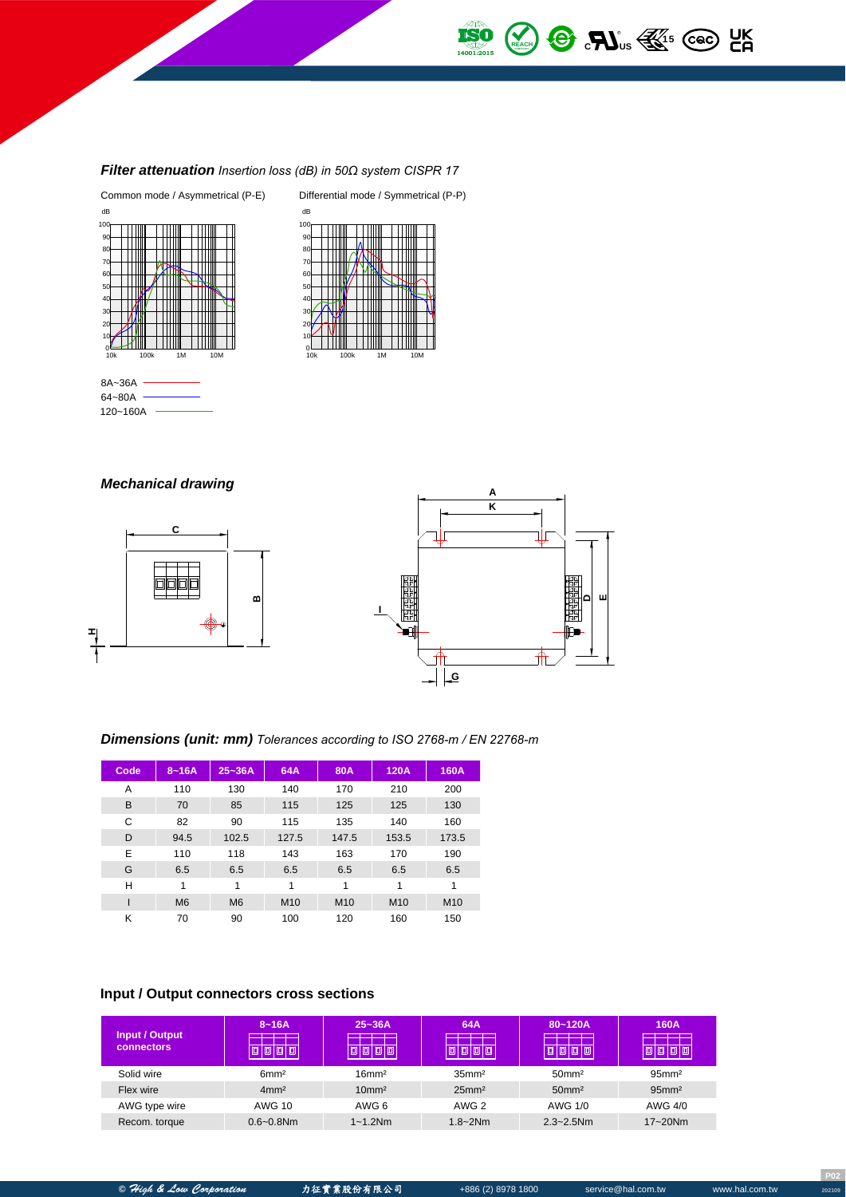## *Filter attenuation* *Insertion loss (dB) in 50Ω system CISPR 17*

Common mode / Asymmetrical (P-E)

dB
100
90
80
70
60
50
40
30
20
10
0
10k 100k 1M 10M

Differential mode / Symmetrical (P-P)

dB
100
90
80
70
60
50
40
30
20
10
0
10k 100k 1M 10M

8A~36A
64~80A
120~160A

## *Mechanical drawing*

A
K
C
B
H
I
D
E
G

## *Dimensions (unit: mm)* *Tolerances according to ISO 2768-m / EN 22768-m*

| Code | 8~16A | 25~36A | 64A | 80A | 120A | 160A |
|---|---|---|---|---|---|---|
| A | 110 | 130 | 140 | 170 | 210 | 200 |
| B | 70 | 85 | 115 | 125 | 125 | 130 |
| C | 82 | 90 | 115 | 135 | 140 | 160 |
| D | 94.5 | 102.5 | 127.5 | 147.5 | 153.5 | 173.5 |
| E | 110 | 118 | 143 | 163 | 170 | 190 |
| G | 6.5 | 6.5 | 6.5 | 6.5 | 6.5 | 6.5 |
| H | 1 | 1 | 1 | 1 | 1 | 1 |
| I | M6 | M6 | M10 | M10 | M10 | M10 |
| K | 70 | 90 | 100 | 120 | 160 | 150 |

## Input / Output connectors cross sections

| Input / Output connectors | 8~16A | 25~36A | 64A | 80~120A | 160A |
|---|---|---|---|---|---|
| Solid wire | 6mm² | 16mm² | 35mm² | 50mm² | 95mm² |
| Flex wire | 4mm² | 10mm² | 25mm² | 50mm² | 95mm² |
| AWG type wire | AWG 10 | AWG 6 | AWG 2 | AWG 1/0 | AWG 4/0 |
| Recom. torque | 0.6~0.8Nm | 1~1.2Nm | 1.8~2Nm | 2.3~2.5Nm | 17~20Nm |